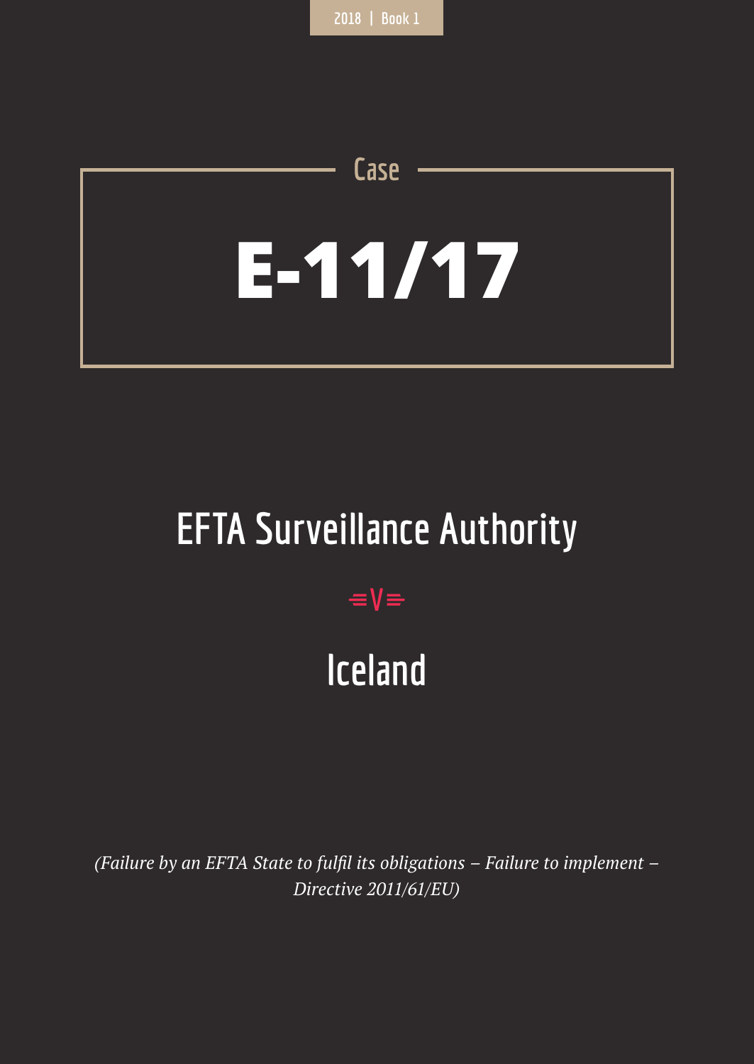2018 | Book 1

Case

# E-11/17

## EFTA Surveillance Authority

v

## Iceland

*(Failure by an EFTA State to fulfil its obligations – Failure to implement – Directive 2011/61/EU)*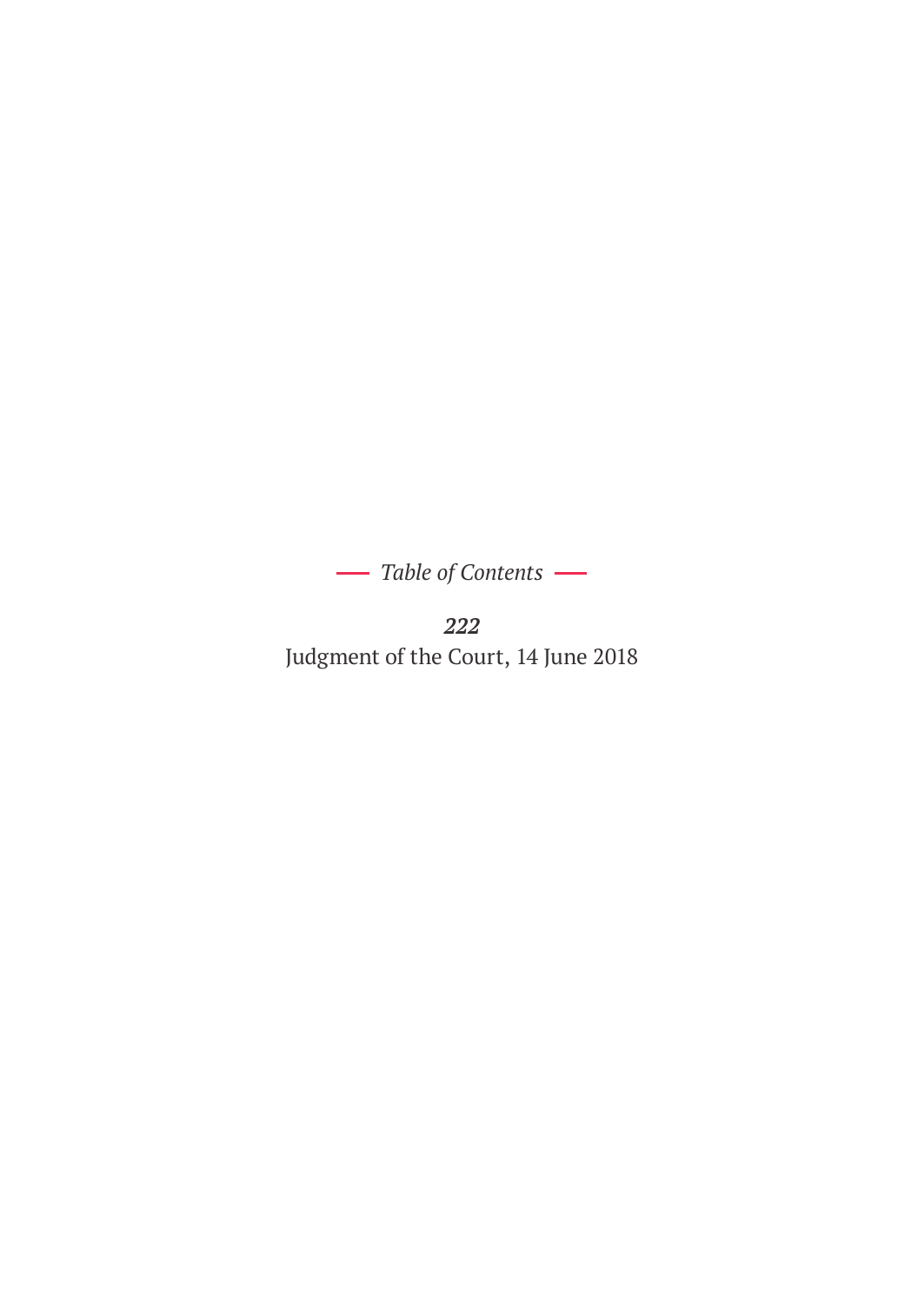*Table of Contents*

***222***

Judgment of the Court, 14 June 2018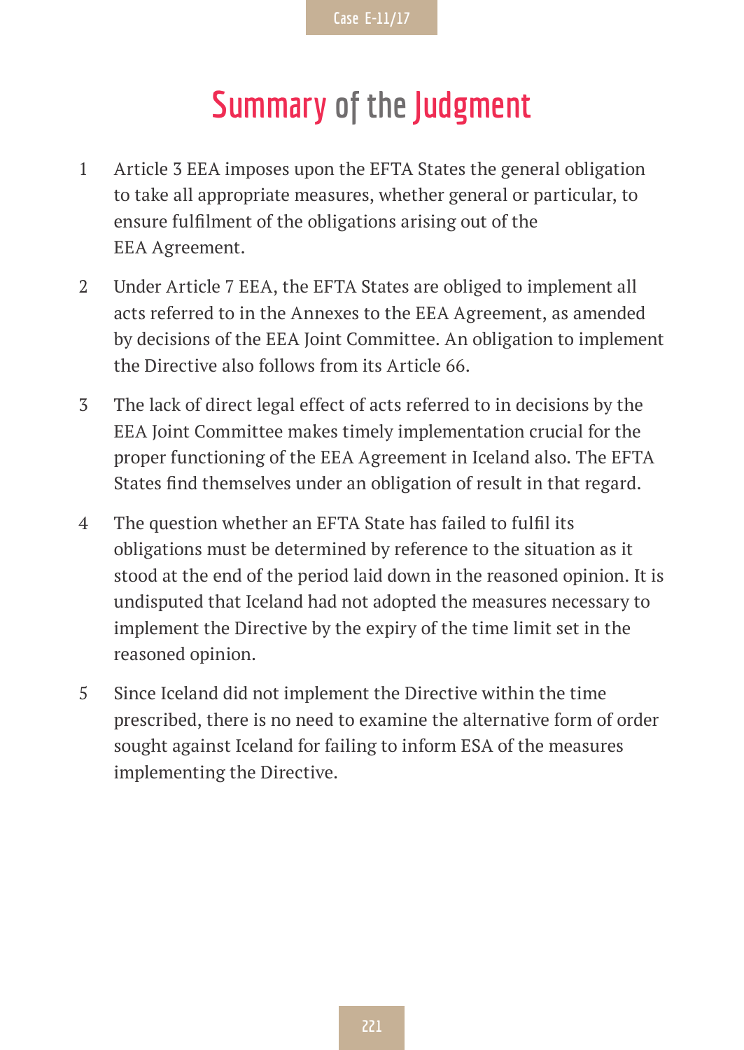# Summary of the Judgment

1 Article 3 EEA imposes upon the EFTA States the general obligation to take all appropriate measures, whether general or particular, to ensure fulfilment of the obligations arising out of the EEA Agreement.

2 Under Article 7 EEA, the EFTA States are obliged to implement all acts referred to in the Annexes to the EEA Agreement, as amended by decisions of the EEA Joint Committee. An obligation to implement the Directive also follows from its Article 66.

3 The lack of direct legal effect of acts referred to in decisions by the EEA Joint Committee makes timely implementation crucial for the proper functioning of the EEA Agreement in Iceland also. The EFTA States find themselves under an obligation of result in that regard.

4 The question whether an EFTA State has failed to fulfil its obligations must be determined by reference to the situation as it stood at the end of the period laid down in the reasoned opinion. It is undisputed that Iceland had not adopted the measures necessary to implement the Directive by the expiry of the time limit set in the reasoned opinion.

5 Since Iceland did not implement the Directive within the time prescribed, there is no need to examine the alternative form of order sought against Iceland for failing to inform ESA of the measures implementing the Directive.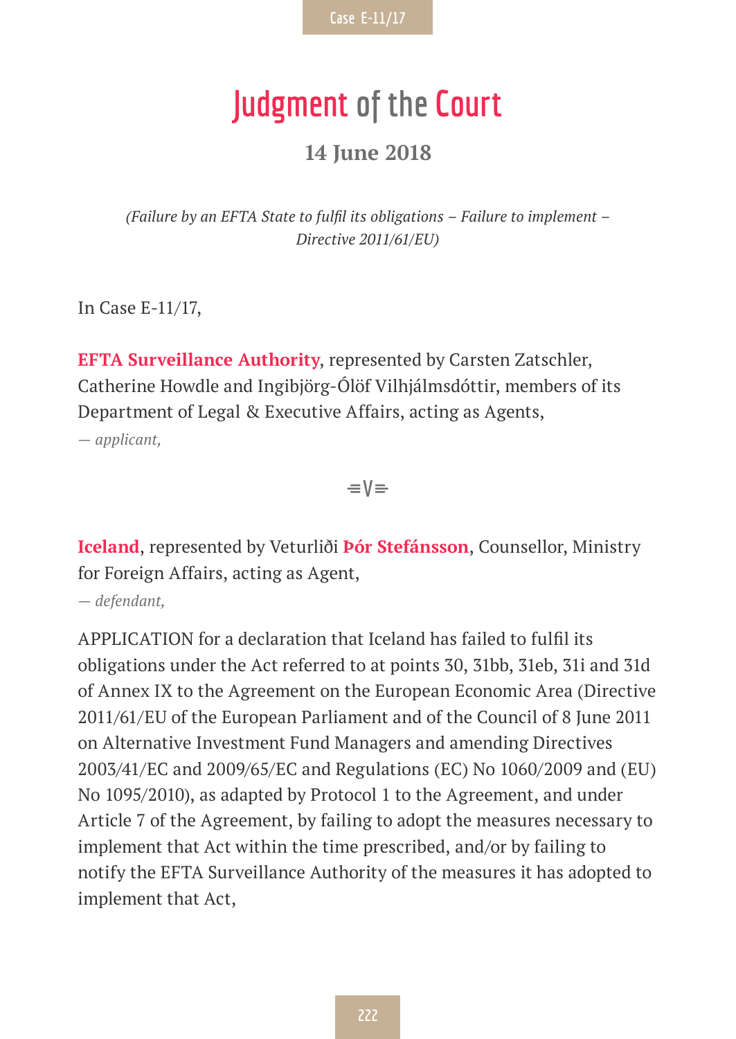# Judgment of the Court

### 14 June 2018

*(Failure by an EFTA State to fulfil its obligations – Failure to implement – Directive 2011/61/EU)*

In Case E-11/17,

**EFTA Surveillance Authority**, represented by Carsten Zatschler, Catherine Howdle and Ingibjörg-Ólöf Vilhjálmsdóttir, members of its Department of Legal & Executive Affairs, acting as Agents,

*— applicant,*

V

**Iceland**, represented by Veturliði **Þór Stefánsson**, Counsellor, Ministry for Foreign Affairs, acting as Agent,

*— defendant,*

APPLICATION for a declaration that Iceland has failed to fulfil its obligations under the Act referred to at points 30, 31bb, 31eb, 31i and 31d of Annex IX to the Agreement on the European Economic Area (Directive 2011/61/EU of the European Parliament and of the Council of 8 June 2011 on Alternative Investment Fund Managers and amending Directives 2003/41/EC and 2009/65/EC and Regulations (EC) No 1060/2009 and (EU) No 1095/2010), as adapted by Protocol 1 to the Agreement, and under Article 7 of the Agreement, by failing to adopt the measures necessary to implement that Act within the time prescribed, and/or by failing to notify the EFTA Surveillance Authority of the measures it has adopted to implement that Act,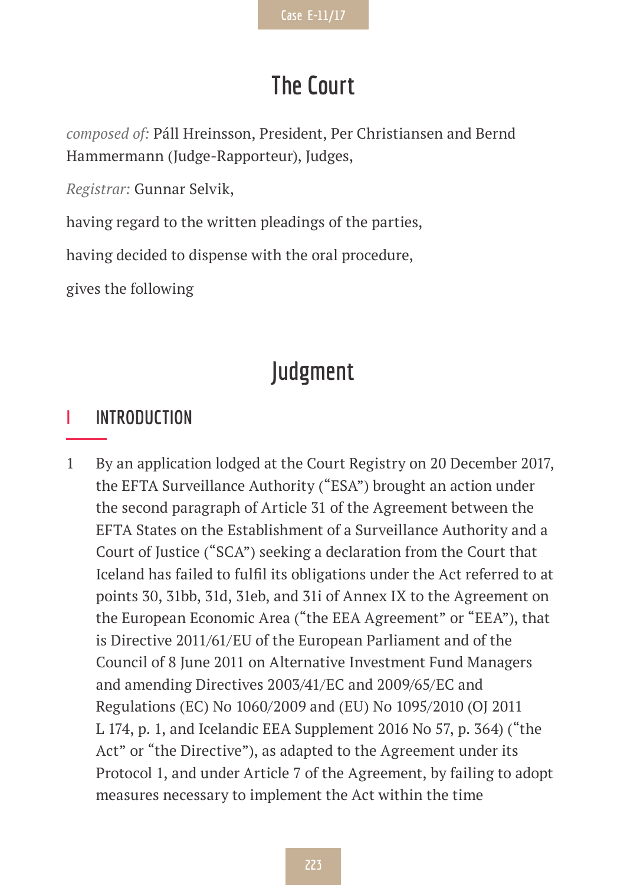# The Court

*composed of*: Páll Hreinsson, President, Per Christiansen and Bernd Hammermann (Judge-Rapporteur), Judges,

*Registrar:* Gunnar Selvik,

having regard to the written pleadings of the parties,

having decided to dispense with the oral procedure,

gives the following

# Judgment

## I INTRODUCTION

1 By an application lodged at the Court Registry on 20 December 2017, the EFTA Surveillance Authority ("ESA") brought an action under the second paragraph of Article 31 of the Agreement between the EFTA States on the Establishment of a Surveillance Authority and a Court of Justice ("SCA") seeking a declaration from the Court that Iceland has failed to fulfil its obligations under the Act referred to at points 30, 31bb, 31d, 31eb, and 31i of Annex IX to the Agreement on the European Economic Area ("the EEA Agreement" or "EEA"), that is Directive 2011/61/EU of the European Parliament and of the Council of 8 June 2011 on Alternative Investment Fund Managers and amending Directives 2003/41/EC and 2009/65/EC and Regulations (EC) No 1060/2009 and (EU) No 1095/2010 (OJ 2011 L 174, p. 1, and Icelandic EEA Supplement 2016 No 57, p. 364) ("the Act" or "the Directive"), as adapted to the Agreement under its Protocol 1, and under Article 7 of the Agreement, by failing to adopt measures necessary to implement the Act within the time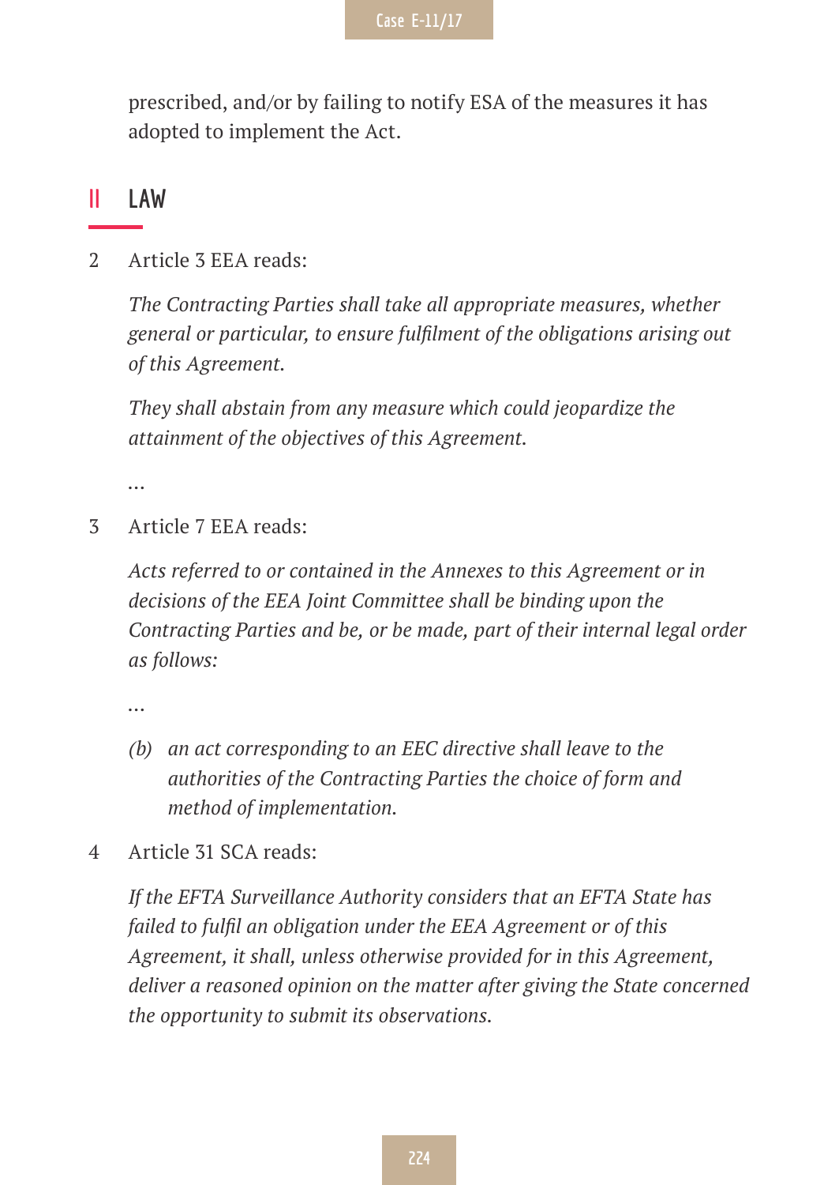prescribed, and/or by failing to notify ESA of the measures it has adopted to implement the Act.

## II LAW

2 Article 3 EEA reads:

*The Contracting Parties shall take all appropriate measures, whether general or particular, to ensure fulfilment of the obligations arising out of this Agreement.*

*They shall abstain from any measure which could jeopardize the attainment of the objectives of this Agreement.*

…

3 Article 7 EEA reads:

*Acts referred to or contained in the Annexes to this Agreement or in decisions of the EEA Joint Committee shall be binding upon the Contracting Parties and be, or be made, part of their internal legal order as follows:*

…

*(b) an act corresponding to an EEC directive shall leave to the authorities of the Contracting Parties the choice of form and method of implementation.*

4 Article 31 SCA reads:

*If the EFTA Surveillance Authority considers that an EFTA State has failed to fulfil an obligation under the EEA Agreement or of this Agreement, it shall, unless otherwise provided for in this Agreement, deliver a reasoned opinion on the matter after giving the State concerned the opportunity to submit its observations.*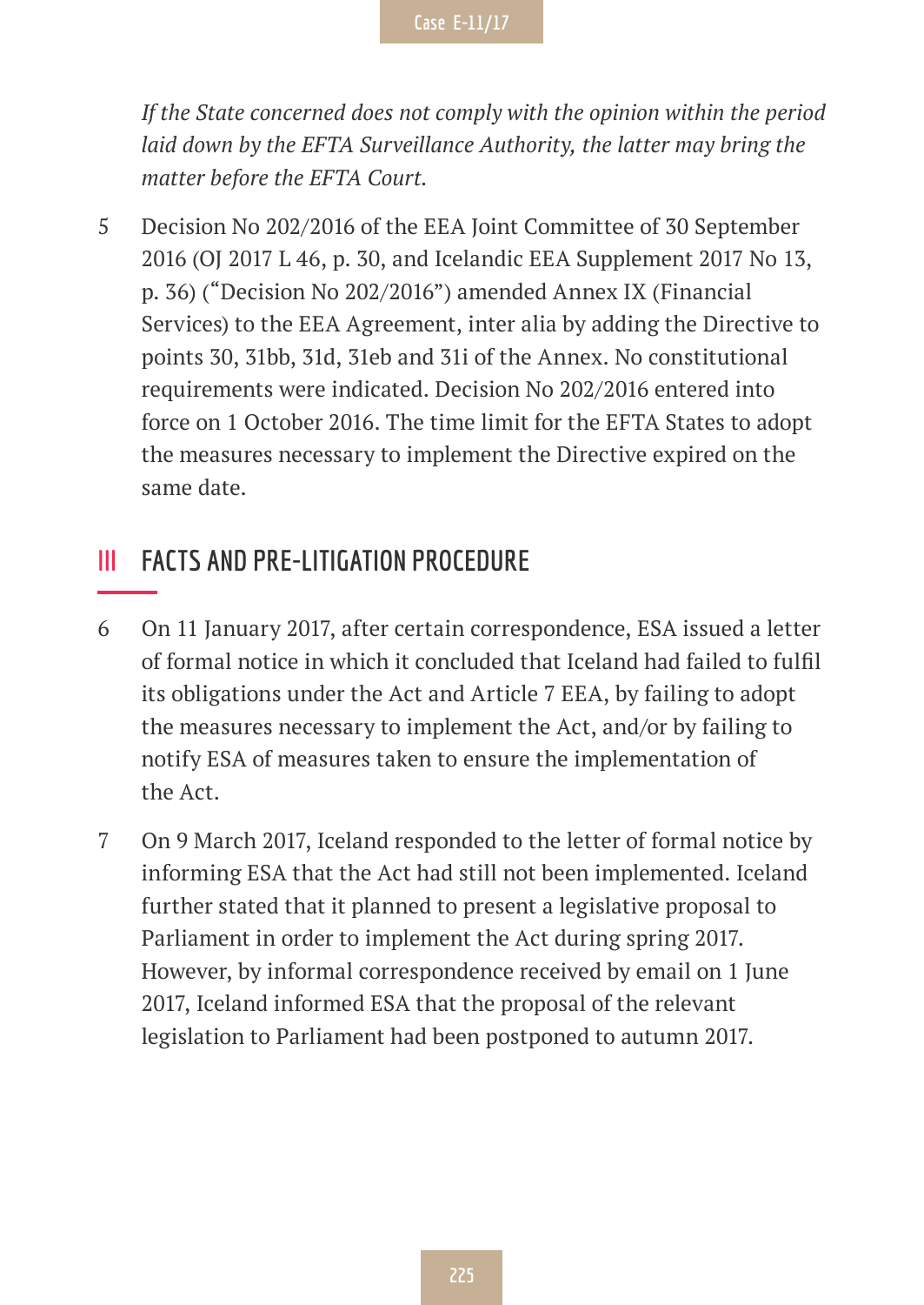*If the State concerned does not comply with the opinion within the period laid down by the EFTA Surveillance Authority, the latter may bring the matter before the EFTA Court.*

5 Decision No 202/2016 of the EEA Joint Committee of 30 September 2016 (OJ 2017 L 46, p. 30, and Icelandic EEA Supplement 2017 No 13, p. 36) ("Decision No 202/2016") amended Annex IX (Financial Services) to the EEA Agreement, inter alia by adding the Directive to points 30, 31bb, 31d, 31eb and 31i of the Annex. No constitutional requirements were indicated. Decision No 202/2016 entered into force on 1 October 2016. The time limit for the EFTA States to adopt the measures necessary to implement the Directive expired on the same date.

## III FACTS AND PRE-LITIGATION PROCEDURE

6 On 11 January 2017, after certain correspondence, ESA issued a letter of formal notice in which it concluded that Iceland had failed to fulfil its obligations under the Act and Article 7 EEA, by failing to adopt the measures necessary to implement the Act, and/or by failing to notify ESA of measures taken to ensure the implementation of the Act.

7 On 9 March 2017, Iceland responded to the letter of formal notice by informing ESA that the Act had still not been implemented. Iceland further stated that it planned to present a legislative proposal to Parliament in order to implement the Act during spring 2017. However, by informal correspondence received by email on 1 June 2017, Iceland informed ESA that the proposal of the relevant legislation to Parliament had been postponed to autumn 2017.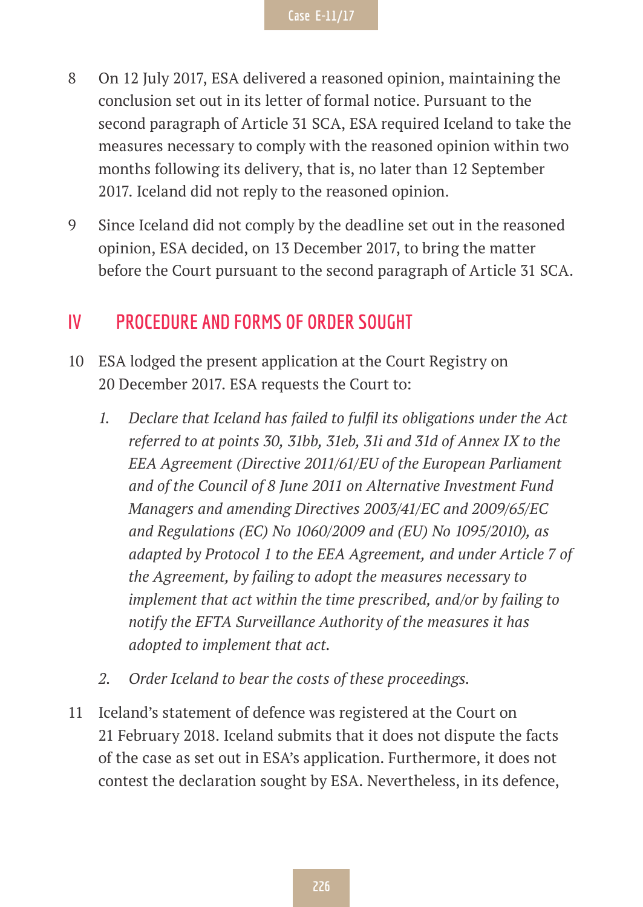8 On 12 July 2017, ESA delivered a reasoned opinion, maintaining the conclusion set out in its letter of formal notice. Pursuant to the second paragraph of Article 31 SCA, ESA required Iceland to take the measures necessary to comply with the reasoned opinion within two months following its delivery, that is, no later than 12 September 2017. Iceland did not reply to the reasoned opinion.

9 Since Iceland did not comply by the deadline set out in the reasoned opinion, ESA decided, on 13 December 2017, to bring the matter before the Court pursuant to the second paragraph of Article 31 SCA.

## IV PROCEDURE AND FORMS OF ORDER SOUGHT

10 ESA lodged the present application at the Court Registry on 20 December 2017. ESA requests the Court to:

1. *Declare that Iceland has failed to fulfil its obligations under the Act referred to at points 30, 31bb, 31eb, 31i and 31d of Annex IX to the EEA Agreement (Directive 2011/61/EU of the European Parliament and of the Council of 8 June 2011 on Alternative Investment Fund Managers and amending Directives 2003/41/EC and 2009/65/EC and Regulations (EC) No 1060/2009 and (EU) No 1095/2010), as adapted by Protocol 1 to the EEA Agreement, and under Article 7 of the Agreement, by failing to adopt the measures necessary to implement that act within the time prescribed, and/or by failing to notify the EFTA Surveillance Authority of the measures it has adopted to implement that act.*

2. *Order Iceland to bear the costs of these proceedings.*

11 Iceland's statement of defence was registered at the Court on 21 February 2018. Iceland submits that it does not dispute the facts of the case as set out in ESA's application. Furthermore, it does not contest the declaration sought by ESA. Nevertheless, in its defence,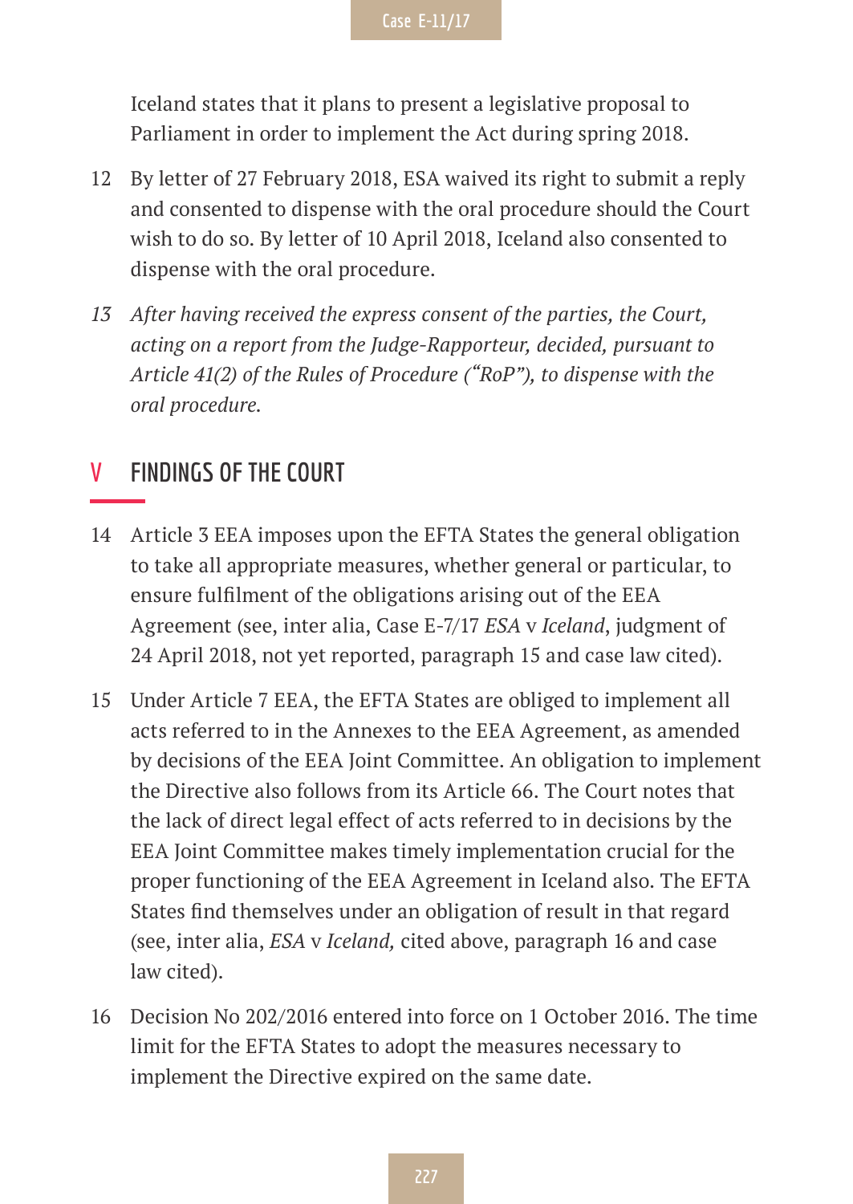Iceland states that it plans to present a legislative proposal to Parliament in order to implement the Act during spring 2018.

12 By letter of 27 February 2018, ESA waived its right to submit a reply and consented to dispense with the oral procedure should the Court wish to do so. By letter of 10 April 2018, Iceland also consented to dispense with the oral procedure.

*13 After having received the express consent of the parties, the Court, acting on a report from the Judge-Rapporteur, decided, pursuant to Article 41(2) of the Rules of Procedure ("RoP"), to dispense with the oral procedure.*

## V FINDINGS OF THE COURT

14 Article 3 EEA imposes upon the EFTA States the general obligation to take all appropriate measures, whether general or particular, to ensure fulfilment of the obligations arising out of the EEA Agreement (see, inter alia, Case E-7/17 *ESA* v *Iceland*, judgment of 24 April 2018, not yet reported, paragraph 15 and case law cited).

15 Under Article 7 EEA, the EFTA States are obliged to implement all acts referred to in the Annexes to the EEA Agreement, as amended by decisions of the EEA Joint Committee. An obligation to implement the Directive also follows from its Article 66. The Court notes that the lack of direct legal effect of acts referred to in decisions by the EEA Joint Committee makes timely implementation crucial for the proper functioning of the EEA Agreement in Iceland also. The EFTA States find themselves under an obligation of result in that regard (see, inter alia, *ESA* v *Iceland,* cited above, paragraph 16 and case law cited).

16 Decision No 202/2016 entered into force on 1 October 2016. The time limit for the EFTA States to adopt the measures necessary to implement the Directive expired on the same date.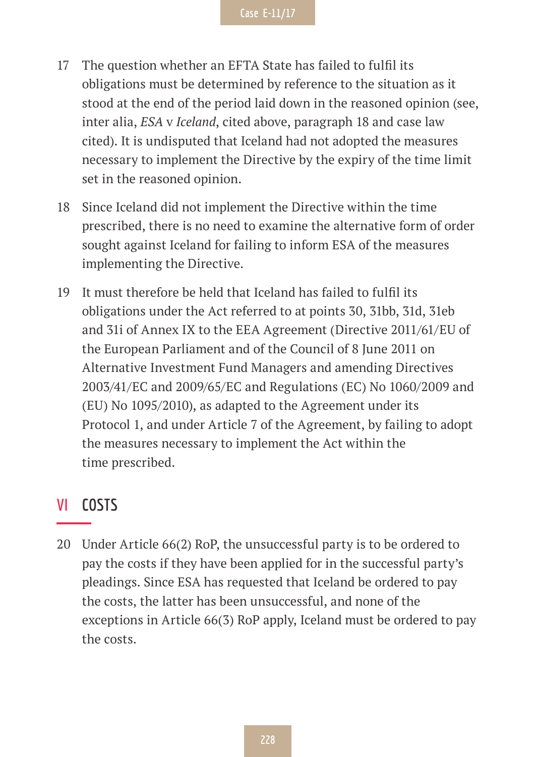17 The question whether an EFTA State has failed to fulfil its obligations must be determined by reference to the situation as it stood at the end of the period laid down in the reasoned opinion (see, inter alia, *ESA* v *Iceland*, cited above, paragraph 18 and case law cited). It is undisputed that Iceland had not adopted the measures necessary to implement the Directive by the expiry of the time limit set in the reasoned opinion.

18 Since Iceland did not implement the Directive within the time prescribed, there is no need to examine the alternative form of order sought against Iceland for failing to inform ESA of the measures implementing the Directive.

19 It must therefore be held that Iceland has failed to fulfil its obligations under the Act referred to at points 30, 31bb, 31d, 31eb and 31i of Annex IX to the EEA Agreement (Directive 2011/61/EU of the European Parliament and of the Council of 8 June 2011 on Alternative Investment Fund Managers and amending Directives 2003/41/EC and 2009/65/EC and Regulations (EC) No 1060/2009 and (EU) No 1095/2010), as adapted to the Agreement under its Protocol 1, and under Article 7 of the Agreement, by failing to adopt the measures necessary to implement the Act within the time prescribed.

## VI COSTS

20 Under Article 66(2) RoP, the unsuccessful party is to be ordered to pay the costs if they have been applied for in the successful party's pleadings. Since ESA has requested that Iceland be ordered to pay the costs, the latter has been unsuccessful, and none of the exceptions in Article 66(3) RoP apply, Iceland must be ordered to pay the costs.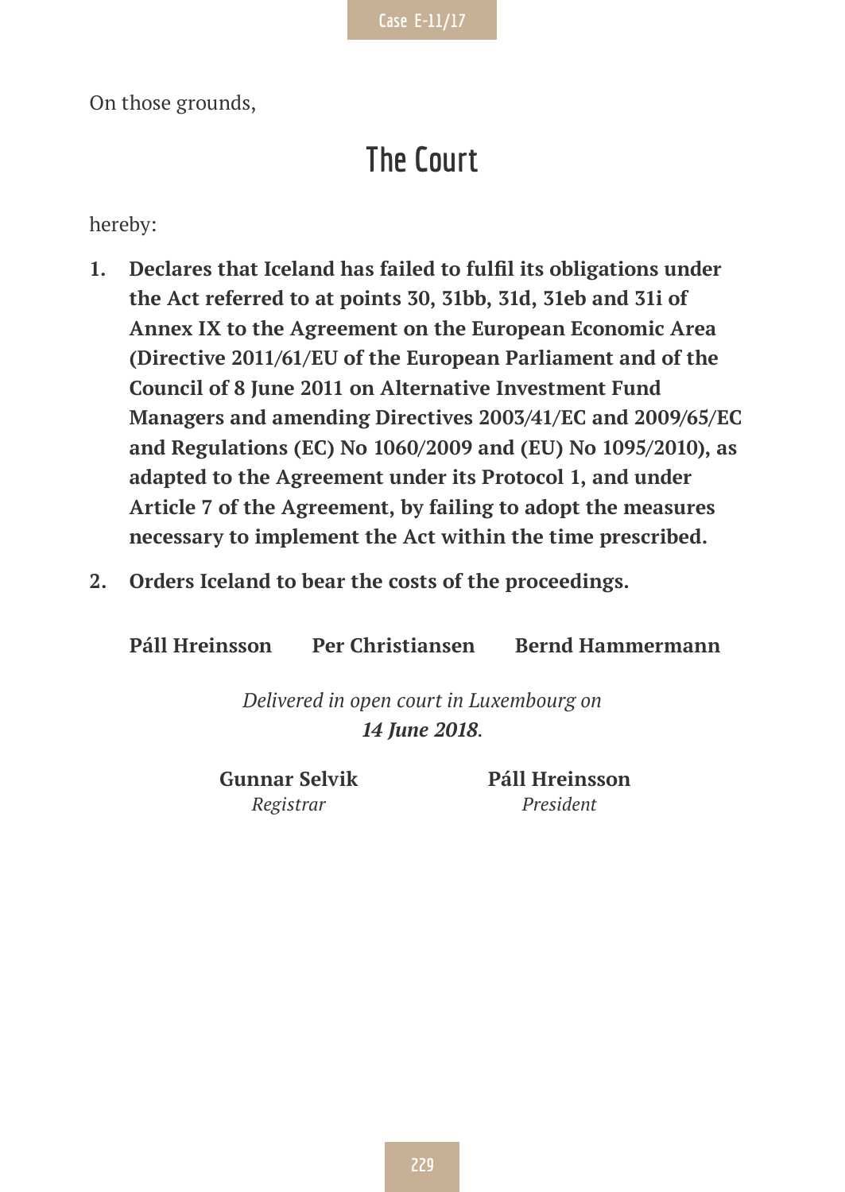On those grounds,

# The Court

hereby:

1. **Declares that Iceland has failed to fulfil its obligations under the Act referred to at points 30, 31bb, 31d, 31eb and 31i of Annex IX to the Agreement on the European Economic Area (Directive 2011/61/EU of the European Parliament and of the Council of 8 June 2011 on Alternative Investment Fund Managers and amending Directives 2003/41/EC and 2009/65/EC and Regulations (EC) No 1060/2009 and (EU) No 1095/2010), as adapted to the Agreement under its Protocol 1, and under Article 7 of the Agreement, by failing to adopt the measures necessary to implement the Act within the time prescribed.**

2. **Orders Iceland to bear the costs of the proceedings.**

**Páll Hreinsson** **Per Christiansen** **Bernd Hammermann**

*Delivered in open court in Luxembourg on* ***14 June 2018****.*

**Gunnar Selvik**
*Registrar*

**Páll Hreinsson**
*President*